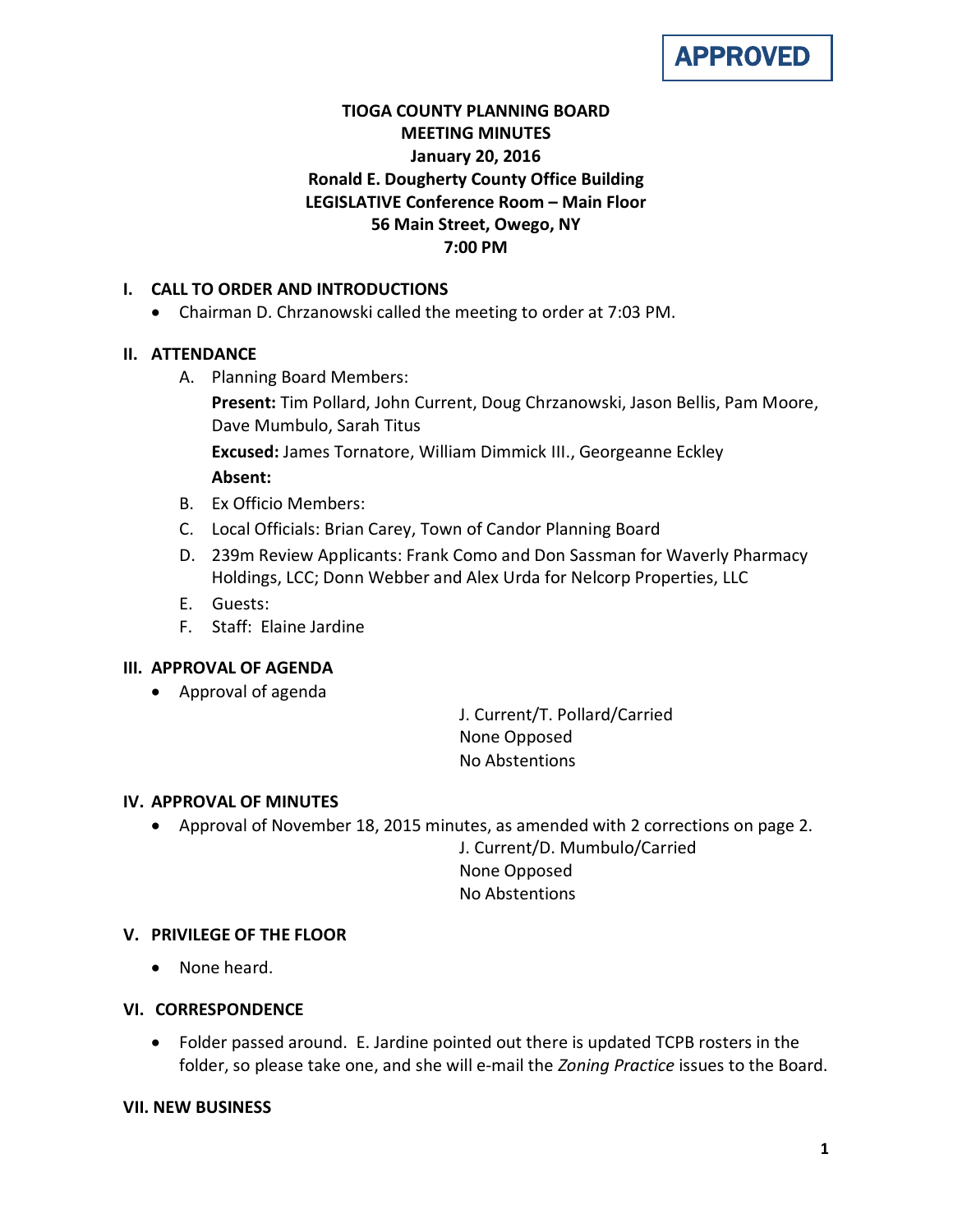**APPROVED**

# TIOGA COUNTY PLANNING BOARD
## MEETING MINUTES
### January 20, 2016
### Ronald E. Dougherty County Office Building
### LEGISLATIVE Conference Room – Main Floor
### 56 Main Street, Owego, NY
### 7:00 PM

## I. CALL TO ORDER AND INTRODUCTIONS

- Chairman D. Chrzanowski called the meeting to order at 7:03 PM.

## II. ATTENDANCE

A. Planning Board Members:

**Present:** Tim Pollard, John Current, Doug Chrzanowski, Jason Bellis, Pam Moore, Dave Mumbulo, Sarah Titus

**Excused:** James Tornatore, William Dimmick III., Georgeanne Eckley

**Absent:**

B. Ex Officio Members:

C. Local Officials: Brian Carey, Town of Candor Planning Board

D. 239m Review Applicants: Frank Como and Don Sassman for Waverly Pharmacy Holdings, LCC; Donn Webber and Alex Urda for Nelcorp Properties, LLC

E. Guests:

F. Staff: Elaine Jardine

## III. APPROVAL OF AGENDA

- Approval of agenda

J. Current/T. Pollard/Carried
None Opposed
No Abstentions

## IV. APPROVAL OF MINUTES

- Approval of November 18, 2015 minutes, as amended with 2 corrections on page 2.

J. Current/D. Mumbulo/Carried
None Opposed
No Abstentions

## V. PRIVILEGE OF THE FLOOR

- None heard.

## VI. CORRESPONDENCE

- Folder passed around. E. Jardine pointed out there is updated TCPB rosters in the folder, so please take one, and she will e-mail the *Zoning Practice* issues to the Board.

## VII. NEW BUSINESS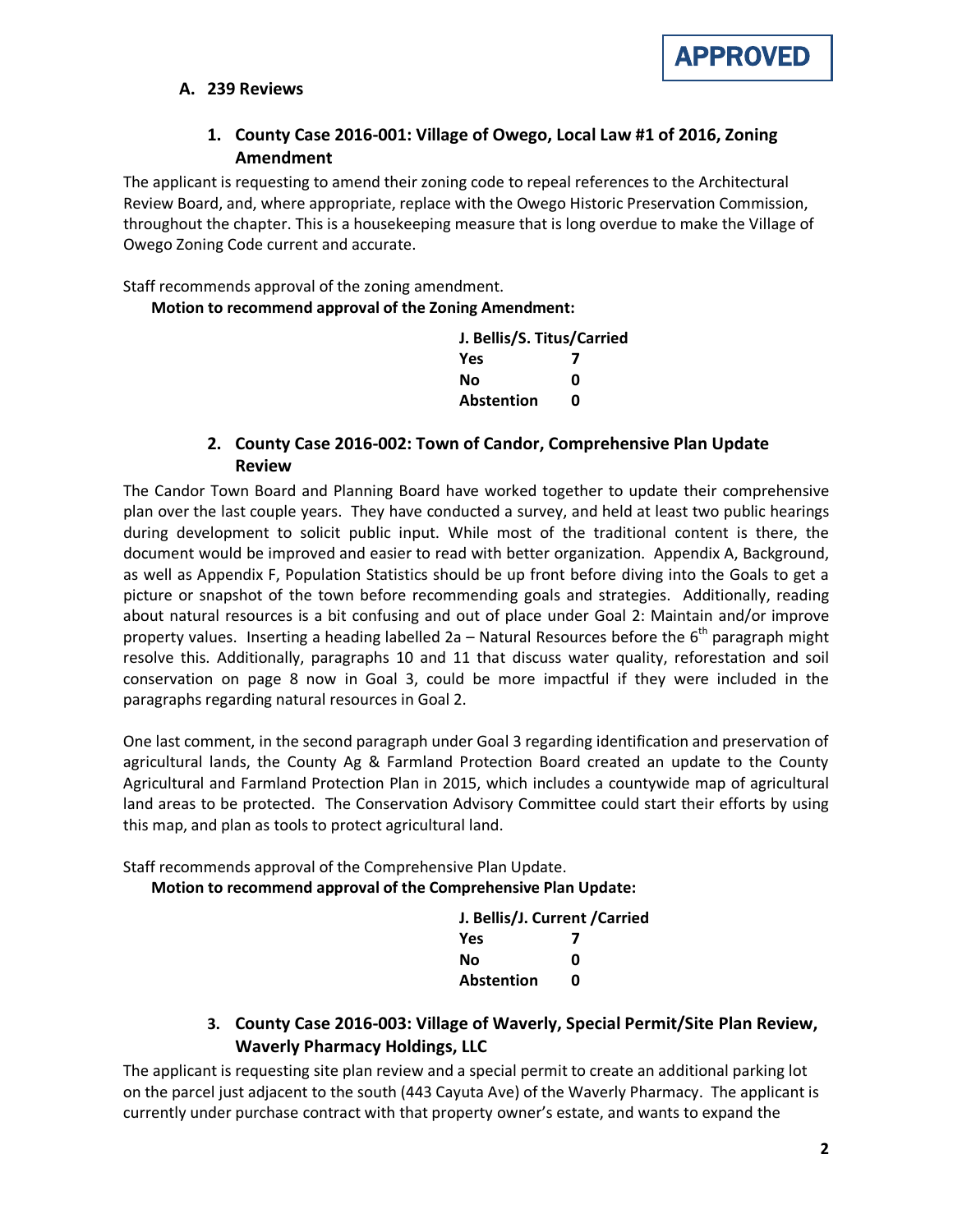APPROVED

## A. 239 Reviews

### 1. County Case 2016-001: Village of Owego, Local Law #1 of 2016, Zoning Amendment

The applicant is requesting to amend their zoning code to repeal references to the Architectural Review Board, and, where appropriate, replace with the Owego Historic Preservation Commission, throughout the chapter. This is a housekeeping measure that is long overdue to make the Village of Owego Zoning Code current and accurate.

Staff recommends approval of the zoning amendment.

**Motion to recommend approval of the Zoning Amendment:**

**J. Bellis/S. Titus/Carried**

| | |
|---|---|
| **Yes** | **7** |
| **No** | **0** |
| **Abstention** | **0** |

### 2. County Case 2016-002: Town of Candor, Comprehensive Plan Update Review

The Candor Town Board and Planning Board have worked together to update their comprehensive plan over the last couple years. They have conducted a survey, and held at least two public hearings during development to solicit public input. While most of the traditional content is there, the document would be improved and easier to read with better organization. Appendix A, Background, as well as Appendix F, Population Statistics should be up front before diving into the Goals to get a picture or snapshot of the town before recommending goals and strategies. Additionally, reading about natural resources is a bit confusing and out of place under Goal 2: Maintain and/or improve property values. Inserting a heading labelled 2a – Natural Resources before the 6th paragraph might resolve this. Additionally, paragraphs 10 and 11 that discuss water quality, reforestation and soil conservation on page 8 now in Goal 3, could be more impactful if they were included in the paragraphs regarding natural resources in Goal 2.

One last comment, in the second paragraph under Goal 3 regarding identification and preservation of agricultural lands, the County Ag & Farmland Protection Board created an update to the County Agricultural and Farmland Protection Plan in 2015, which includes a countywide map of agricultural land areas to be protected. The Conservation Advisory Committee could start their efforts by using this map, and plan as tools to protect agricultural land.

Staff recommends approval of the Comprehensive Plan Update.

**Motion to recommend approval of the Comprehensive Plan Update:**

**J. Bellis/J. Current /Carried**

| | |
|---|---|
| **Yes** | **7** |
| **No** | **0** |
| **Abstention** | **0** |

### 3. County Case 2016-003: Village of Waverly, Special Permit/Site Plan Review, Waverly Pharmacy Holdings, LLC

The applicant is requesting site plan review and a special permit to create an additional parking lot on the parcel just adjacent to the south (443 Cayuta Ave) of the Waverly Pharmacy. The applicant is currently under purchase contract with that property owner's estate, and wants to expand the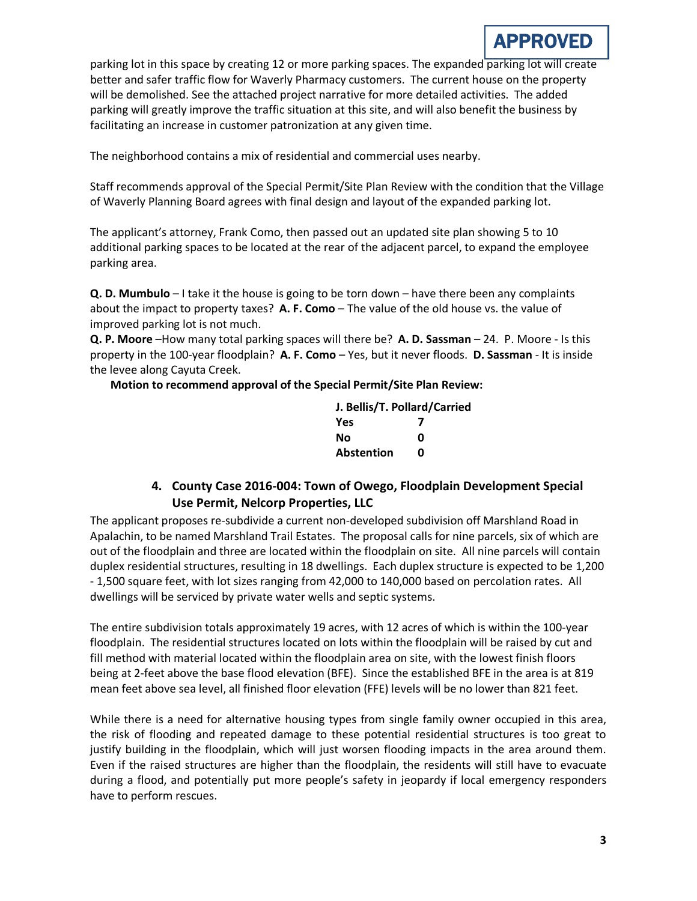**APPROVED**

parking lot in this space by creating 12 or more parking spaces. The expanded parking lot will create better and safer traffic flow for Waverly Pharmacy customers. The current house on the property will be demolished. See the attached project narrative for more detailed activities. The added parking will greatly improve the traffic situation at this site, and will also benefit the business by facilitating an increase in customer patronization at any given time.

The neighborhood contains a mix of residential and commercial uses nearby.

Staff recommends approval of the Special Permit/Site Plan Review with the condition that the Village of Waverly Planning Board agrees with final design and layout of the expanded parking lot.

The applicant's attorney, Frank Como, then passed out an updated site plan showing 5 to 10 additional parking spaces to be located at the rear of the adjacent parcel, to expand the employee parking area.

**Q. D. Mumbulo** – I take it the house is going to be torn down – have there been any complaints about the impact to property taxes? **A. F. Como** – The value of the old house vs. the value of improved parking lot is not much.

**Q. P. Moore** –How many total parking spaces will there be? **A. D. Sassman** – 24. P. Moore - Is this property in the 100-year floodplain? **A. F. Como** – Yes, but it never floods. **D. Sassman** - It is inside the levee along Cayuta Creek.

**Motion to recommend approval of the Special Permit/Site Plan Review:**

| J. Bellis/T. Pollard/Carried | |
|---|---|
| **Yes** | **7** |
| **No** | **0** |
| **Abstention** | **0** |

### 4. County Case 2016-004: Town of Owego, Floodplain Development Special Use Permit, Nelcorp Properties, LLC

The applicant proposes re-subdivide a current non-developed subdivision off Marshland Road in Apalachin, to be named Marshland Trail Estates. The proposal calls for nine parcels, six of which are out of the floodplain and three are located within the floodplain on site. All nine parcels will contain duplex residential structures, resulting in 18 dwellings. Each duplex structure is expected to be 1,200 - 1,500 square feet, with lot sizes ranging from 42,000 to 140,000 based on percolation rates. All dwellings will be serviced by private water wells and septic systems.

The entire subdivision totals approximately 19 acres, with 12 acres of which is within the 100-year floodplain. The residential structures located on lots within the floodplain will be raised by cut and fill method with material located within the floodplain area on site, with the lowest finish floors being at 2-feet above the base flood elevation (BFE). Since the established BFE in the area is at 819 mean feet above sea level, all finished floor elevation (FFE) levels will be no lower than 821 feet.

While there is a need for alternative housing types from single family owner occupied in this area, the risk of flooding and repeated damage to these potential residential structures is too great to justify building in the floodplain, which will just worsen flooding impacts in the area around them. Even if the raised structures are higher than the floodplain, the residents will still have to evacuate during a flood, and potentially put more people's safety in jeopardy if local emergency responders have to perform rescues.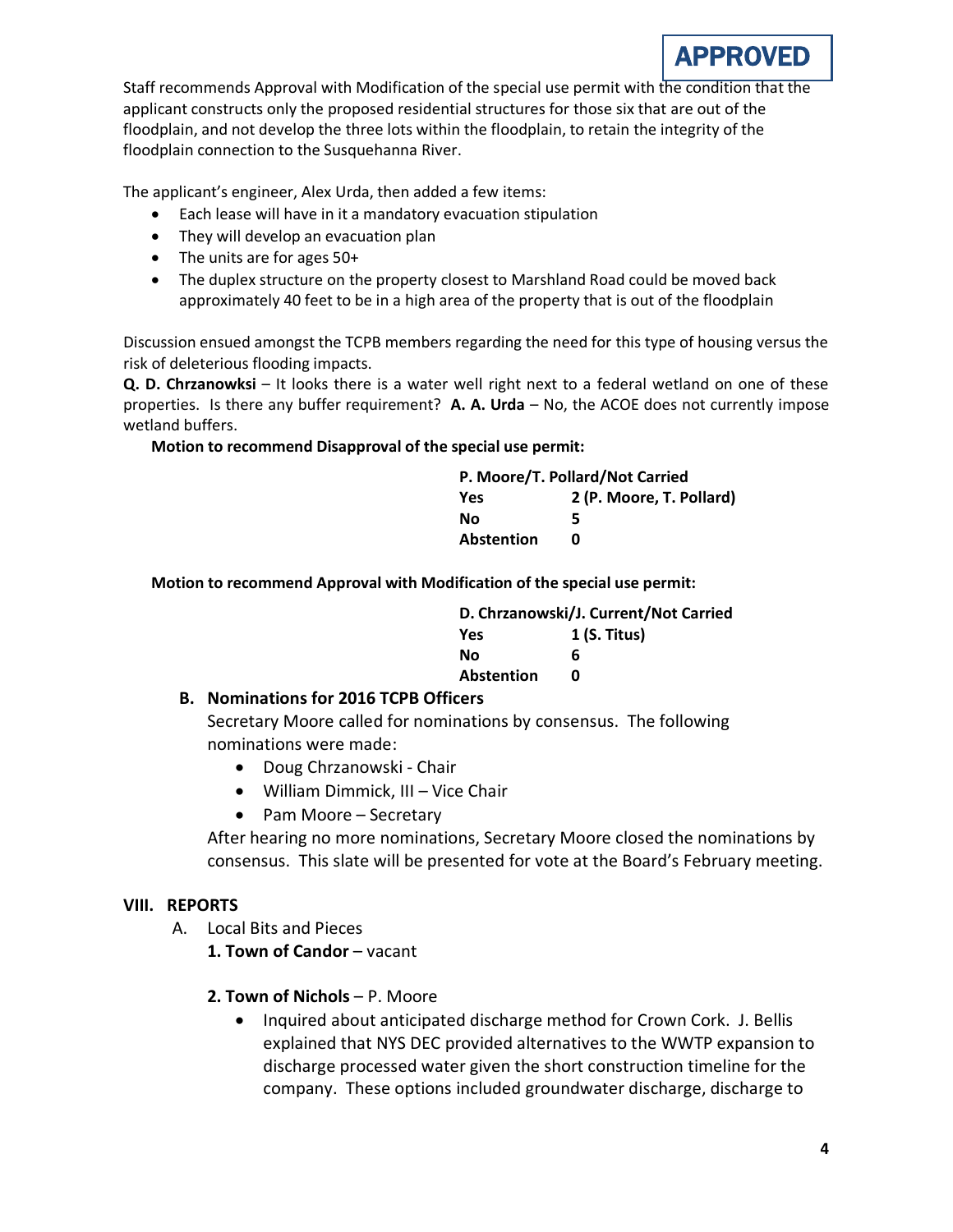**APPROVED**

Staff recommends Approval with Modification of the special use permit with the condition that the applicant constructs only the proposed residential structures for those six that are out of the floodplain, and not develop the three lots within the floodplain, to retain the integrity of the floodplain connection to the Susquehanna River.

The applicant's engineer, Alex Urda, then added a few items:

- Each lease will have in it a mandatory evacuation stipulation
- They will develop an evacuation plan
- The units are for ages 50+
- The duplex structure on the property closest to Marshland Road could be moved back approximately 40 feet to be in a high area of the property that is out of the floodplain

Discussion ensued amongst the TCPB members regarding the need for this type of housing versus the risk of deleterious flooding impacts.

**Q. D. Chrzanowksi** – It looks there is a water well right next to a federal wetland on one of these properties. Is there any buffer requirement? **A. A. Urda** – No, the ACOE does not currently impose wetland buffers.

**Motion to recommend Disapproval of the special use permit:**

| **P. Moore/T. Pollard/Not Carried** | |
|---|---|
| **Yes** | **2 (P. Moore, T. Pollard)** |
| **No** | **5** |
| **Abstention** | **0** |

**Motion to recommend Approval with Modification of the special use permit:**

| **D. Chrzanowski/J. Current/Not Carried** | |
|---|---|
| **Yes** | **1 (S. Titus)** |
| **No** | **6** |
| **Abstention** | **0** |

**B. Nominations for 2016 TCPB Officers**

Secretary Moore called for nominations by consensus. The following nominations were made:

- Doug Chrzanowski - Chair
- William Dimmick, III – Vice Chair
- Pam Moore – Secretary

After hearing no more nominations, Secretary Moore closed the nominations by consensus. This slate will be presented for vote at the Board's February meeting.

## VIII. REPORTS

A. Local Bits and Pieces

**1. Town of Candor** – vacant

**2. Town of Nichols** – P. Moore

- Inquired about anticipated discharge method for Crown Cork. J. Bellis explained that NYS DEC provided alternatives to the WWTP expansion to discharge processed water given the short construction timeline for the company. These options included groundwater discharge, discharge to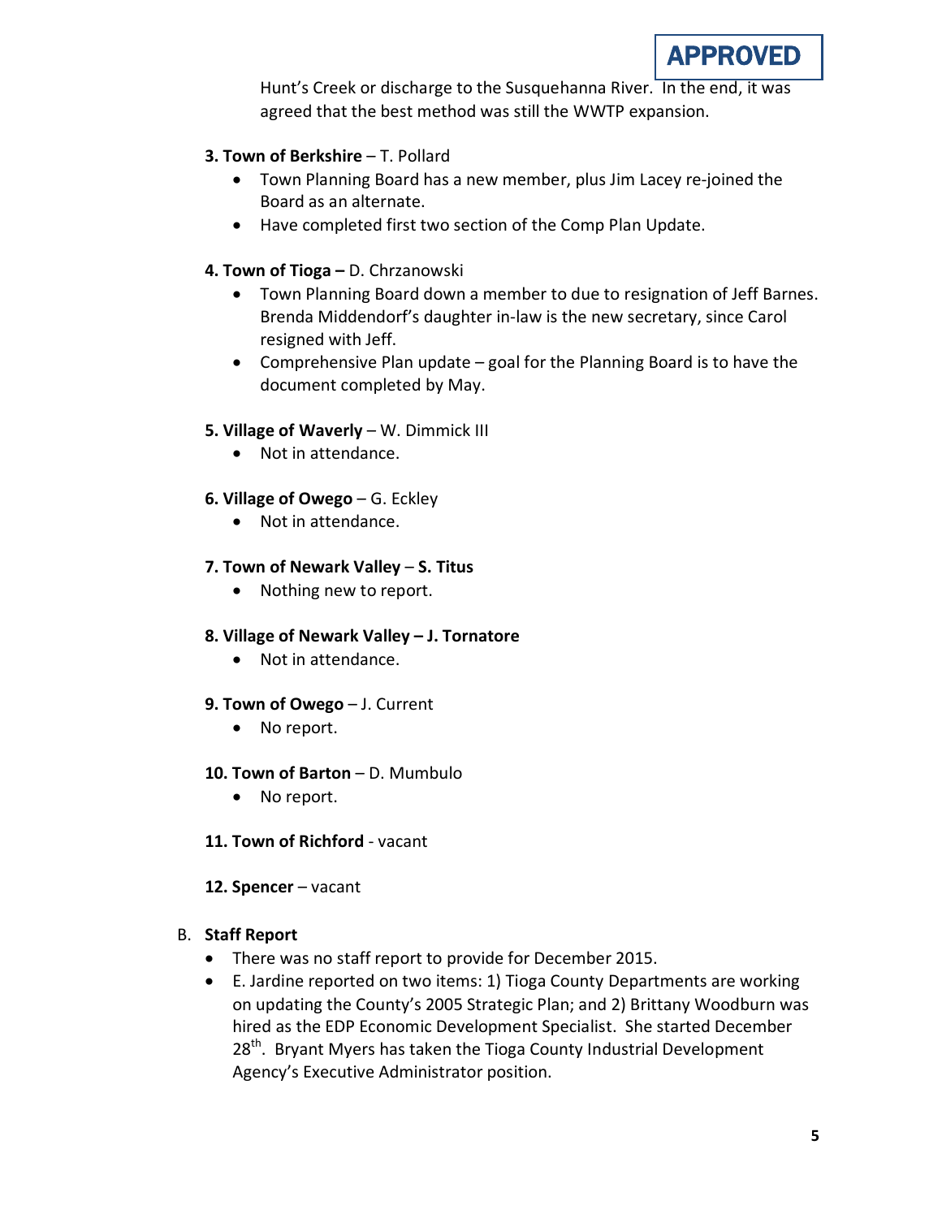APPROVED

Hunt's Creek or discharge to the Susquehanna River. In the end, it was agreed that the best method was still the WWTP expansion.

**3. Town of Berkshire** – T. Pollard

- Town Planning Board has a new member, plus Jim Lacey re-joined the Board as an alternate.
- Have completed first two section of the Comp Plan Update.

**4. Town of Tioga –** D. Chrzanowski

- Town Planning Board down a member to due to resignation of Jeff Barnes. Brenda Middendorf's daughter in-law is the new secretary, since Carol resigned with Jeff.
- Comprehensive Plan update – goal for the Planning Board is to have the document completed by May.

**5. Village of Waverly** – W. Dimmick III

- Not in attendance.

**6. Village of Owego** – G. Eckley

- Not in attendance.

**7. Town of Newark Valley** – **S. Titus**

- Nothing new to report.

**8. Village of Newark Valley – J. Tornatore**

- Not in attendance.

**9. Town of Owego** – J. Current

- No report.

**10. Town of Barton** – D. Mumbulo

- No report.

**11. Town of Richford** - vacant

**12. Spencer** – vacant

B. **Staff Report**

- There was no staff report to provide for December 2015.
- E. Jardine reported on two items: 1) Tioga County Departments are working on updating the County's 2005 Strategic Plan; and 2) Brittany Woodburn was hired as the EDP Economic Development Specialist. She started December 28th. Bryant Myers has taken the Tioga County Industrial Development Agency's Executive Administrator position.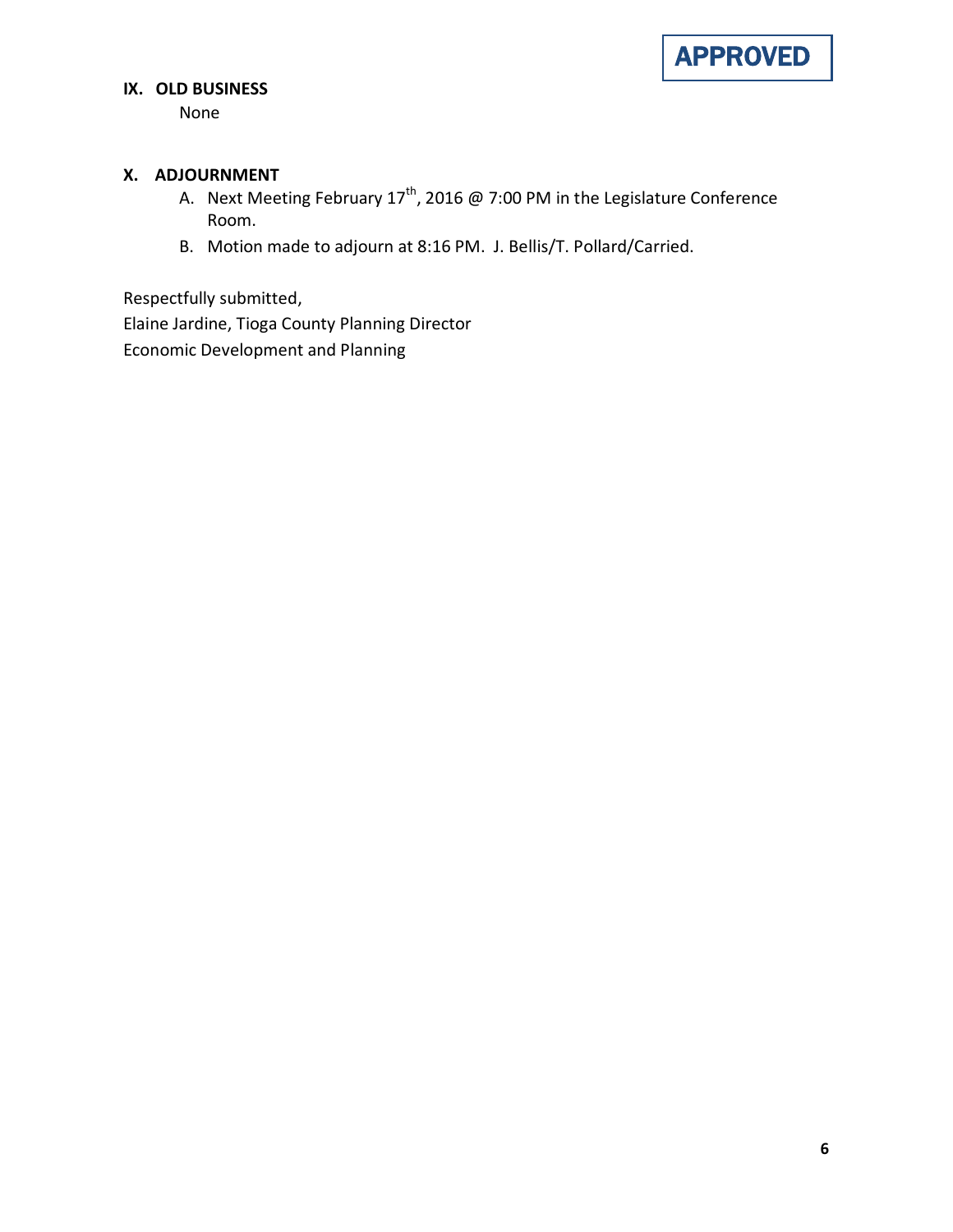**APPROVED**

## IX. OLD BUSINESS

None

## X. ADJOURNMENT

A. Next Meeting February 17th, 2016 @ 7:00 PM in the Legislature Conference Room.

B. Motion made to adjourn at 8:16 PM. J. Bellis/T. Pollard/Carried.

Respectfully submitted,

Elaine Jardine, Tioga County Planning Director

Economic Development and Planning